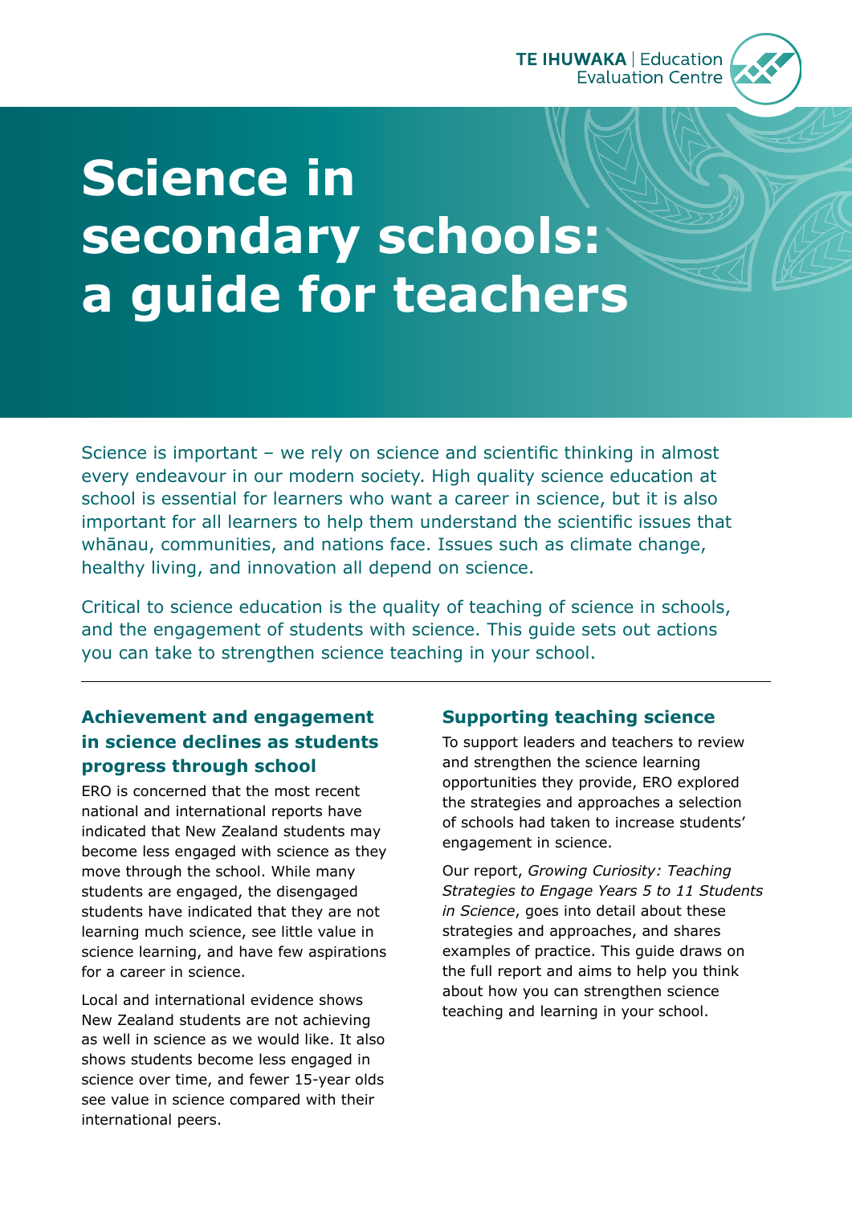TE IHUWAKA | Education Evaluation Centre

# Science in secondary schools: a guide for teachers

Science is important – we rely on science and scientific thinking in almost every endeavour in our modern society. High quality science education at school is essential for learners who want a career in science, but it is also important for all learners to help them understand the scientific issues that whānau, communities, and nations face. Issues such as climate change, healthy living, and innovation all depend on science.

Critical to science education is the quality of teaching of science in schools, and the engagement of students with science. This guide sets out actions you can take to strengthen science teaching in your school.

---

## Achievement and engagement in science declines as students progress through school

ERO is concerned that the most recent national and international reports have indicated that New Zealand students may become less engaged with science as they move through the school. While many students are engaged, the disengaged students have indicated that they are not learning much science, see little value in science learning, and have few aspirations for a career in science.

Local and international evidence shows New Zealand students are not achieving as well in science as we would like. It also shows students become less engaged in science over time, and fewer 15-year olds see value in science compared with their international peers.

## Supporting teaching science

To support leaders and teachers to review and strengthen the science learning opportunities they provide, ERO explored the strategies and approaches a selection of schools had taken to increase students' engagement in science.

Our report, *Growing Curiosity: Teaching Strategies to Engage Years 5 to 11 Students in Science*, goes into detail about these strategies and approaches, and shares examples of practice. This guide draws on the full report and aims to help you think about how you can strengthen science teaching and learning in your school.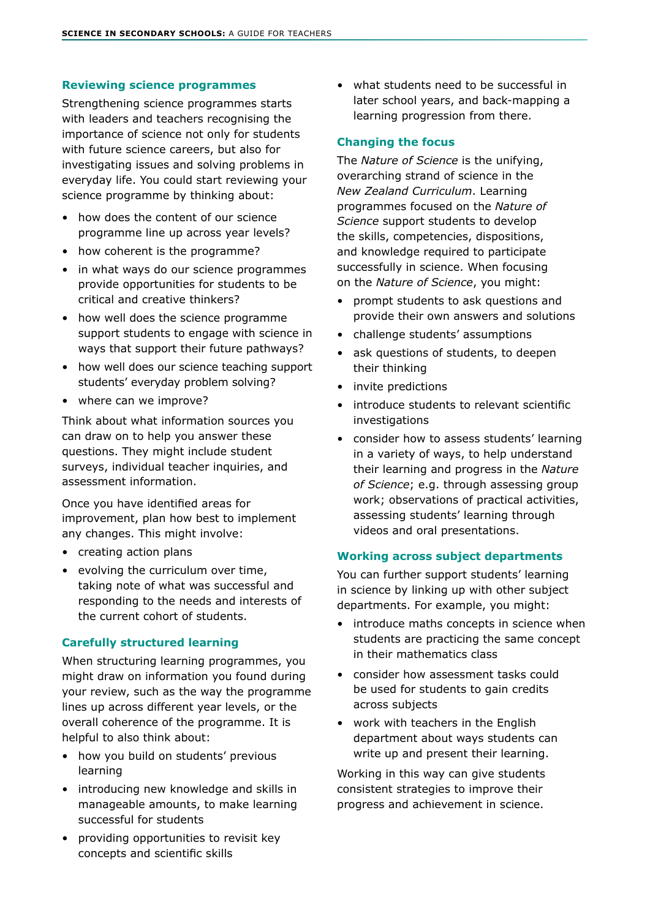## Reviewing science programmes

Strengthening science programmes starts with leaders and teachers recognising the importance of science not only for students with future science careers, but also for investigating issues and solving problems in everyday life. You could start reviewing your science programme by thinking about:

- how does the content of our science programme line up across year levels?
- how coherent is the programme?
- in what ways do our science programmes provide opportunities for students to be critical and creative thinkers?
- how well does the science programme support students to engage with science in ways that support their future pathways?
- how well does our science teaching support students' everyday problem solving?
- where can we improve?

Think about what information sources you can draw on to help you answer these questions. They might include student surveys, individual teacher inquiries, and assessment information.

Once you have identified areas for improvement, plan how best to implement any changes. This might involve:

- creating action plans
- evolving the curriculum over time, taking note of what was successful and responding to the needs and interests of the current cohort of students.

## Carefully structured learning

When structuring learning programmes, you might draw on information you found during your review, such as the way the programme lines up across different year levels, or the overall coherence of the programme. It is helpful to also think about:

- how you build on students' previous learning
- introducing new knowledge and skills in manageable amounts, to make learning successful for students
- providing opportunities to revisit key concepts and scientific skills
- what students need to be successful in later school years, and back-mapping a learning progression from there.

## Changing the focus

The *Nature of Science* is the unifying, overarching strand of science in the *New Zealand Curriculum*. Learning programmes focused on the *Nature of Science* support students to develop the skills, competencies, dispositions, and knowledge required to participate successfully in science. When focusing on the *Nature of Science*, you might:

- prompt students to ask questions and provide their own answers and solutions
- challenge students' assumptions
- ask questions of students, to deepen their thinking
- invite predictions
- introduce students to relevant scientific investigations
- consider how to assess students' learning in a variety of ways, to help understand their learning and progress in the *Nature of Science*; e.g. through assessing group work; observations of practical activities, assessing students' learning through videos and oral presentations.

## Working across subject departments

You can further support students' learning in science by linking up with other subject departments. For example, you might:

- introduce maths concepts in science when students are practicing the same concept in their mathematics class
- consider how assessment tasks could be used for students to gain credits across subjects
- work with teachers in the English department about ways students can write up and present their learning.

Working in this way can give students consistent strategies to improve their progress and achievement in science.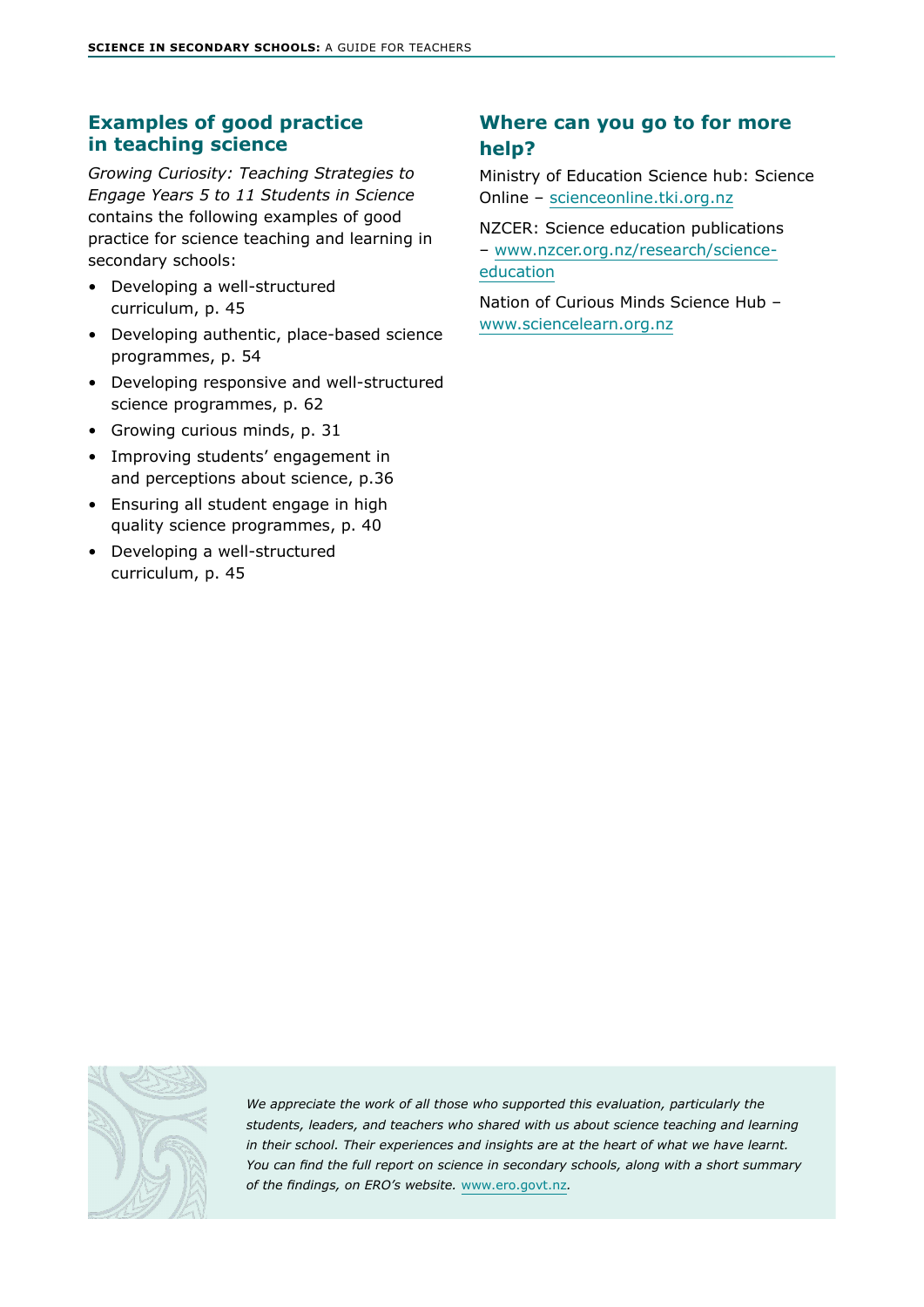## Examples of good practice in teaching science

*Growing Curiosity: Teaching Strategies to Engage Years 5 to 11 Students in Science* contains the following examples of good practice for science teaching and learning in secondary schools:

- Developing a well-structured curriculum, p. 45
- Developing authentic, place-based science programmes, p. 54
- Developing responsive and well-structured science programmes, p. 62
- Growing curious minds, p. 31
- Improving students' engagement in and perceptions about science, p.36
- Ensuring all student engage in high quality science programmes, p. 40
- Developing a well-structured curriculum, p. 45

## Where can you go to for more help?

Ministry of Education Science hub: Science Online – scienceonline.tki.org.nz

NZCER: Science education publications – www.nzcer.org.nz/research/science-education

Nation of Curious Minds Science Hub – www.sciencelearn.org.nz

*We appreciate the work of all those who supported this evaluation, particularly the students, leaders, and teachers who shared with us about science teaching and learning in their school. Their experiences and insights are at the heart of what we have learnt. You can find the full report on science in secondary schools, along with a short summary of the findings, on ERO's website.* www.ero.govt.nz.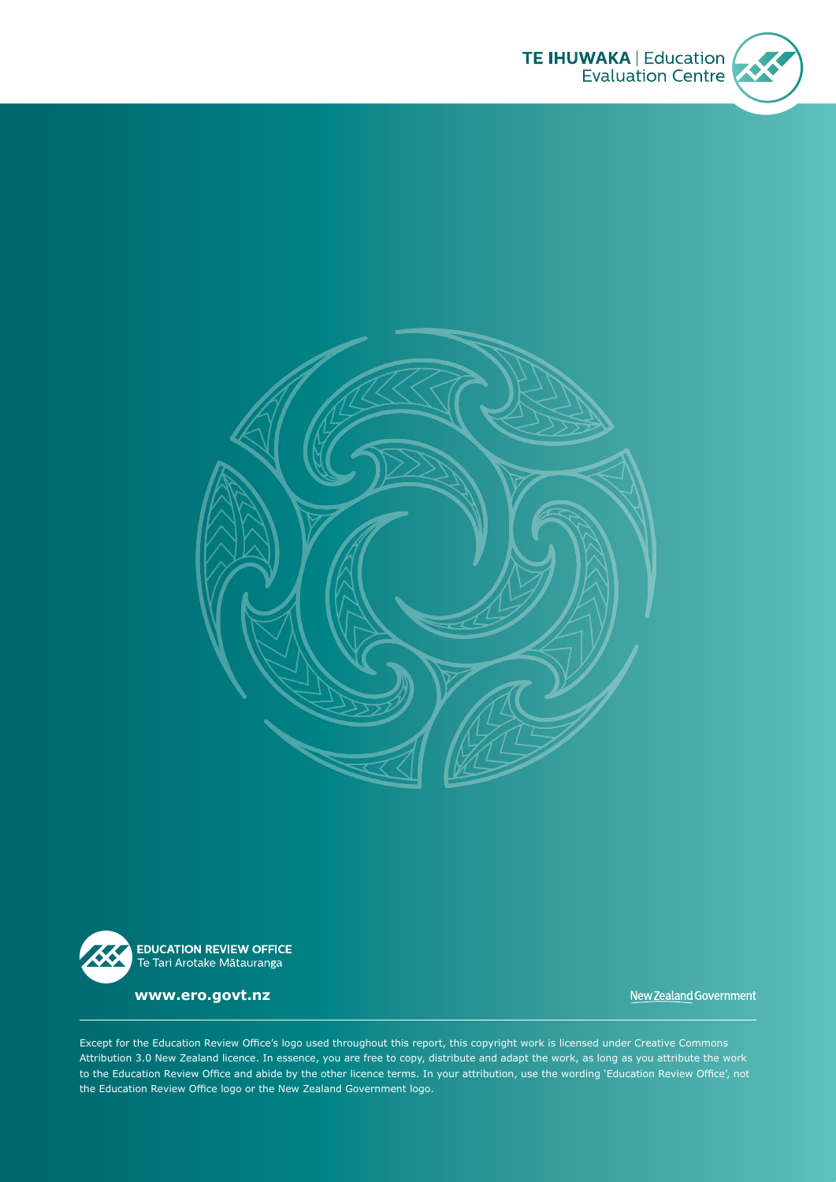TE IHUWAKA | Education Evaluation Centre

EDUCATION REVIEW OFFICE
Te Tari Arotake Mātauranga

**www.ero.govt.nz**

New Zealand Government

Except for the Education Review Office's logo used throughout this report, this copyright work is licensed under Creative Commons Attribution 3.0 New Zealand licence. In essence, you are free to copy, distribute and adapt the work, as long as you attribute the work to the Education Review Office and abide by the other licence terms. In your attribution, use the wording 'Education Review Office', not the Education Review Office logo or the New Zealand Government logo.